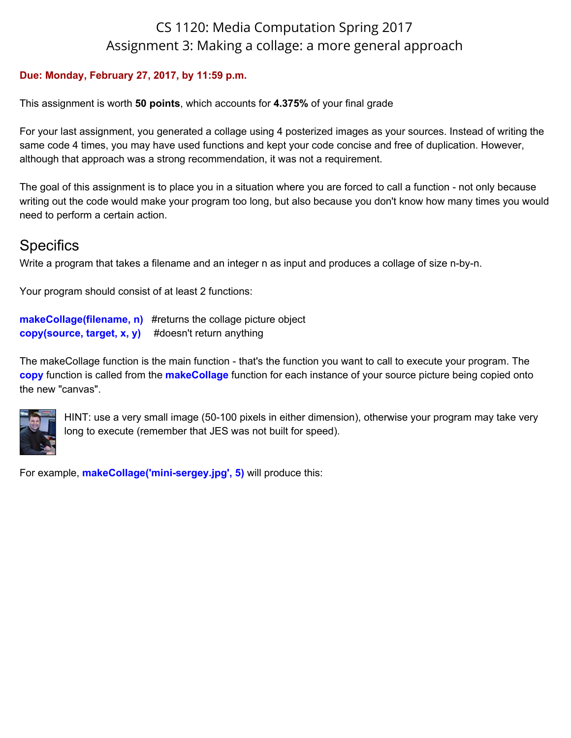# CS 1120: Media Computation Spring 2017
## Assignment 3: Making a collage: a more general approach

**Due: Monday, February 27, 2017, by 11:59 p.m.**

This assignment is worth **50 points**, which accounts for **4.375%** of your final grade

For your last assignment, you generated a collage using 4 posterized images as your sources. Instead of writing the same code 4 times, you may have used functions and kept your code concise and free of duplication. However, although that approach was a strong recommendation, it was not a requirement.

The goal of this assignment is to place you in a situation where you are forced to call a function - not only because writing out the code would make your program too long, but also because you don't know how many times you would need to perform a certain action.

## Specifics

Write a program that takes a filename and an integer n as input and produces a collage of size n-by-n.

Your program should consist of at least 2 functions:

**makeCollage(filename, n)** #returns the collage picture object
**copy(source, target, x, y)** #doesn't return anything

The makeCollage function is the main function - that's the function you want to call to execute your program. The **copy** function is called from the **makeCollage** function for each instance of your source picture being copied onto the new "canvas".

HINT: use a very small image (50-100 pixels in either dimension), otherwise your program may take very long to execute (remember that JES was not built for speed).

For example, **makeCollage('mini-sergey.jpg', 5)** will produce this: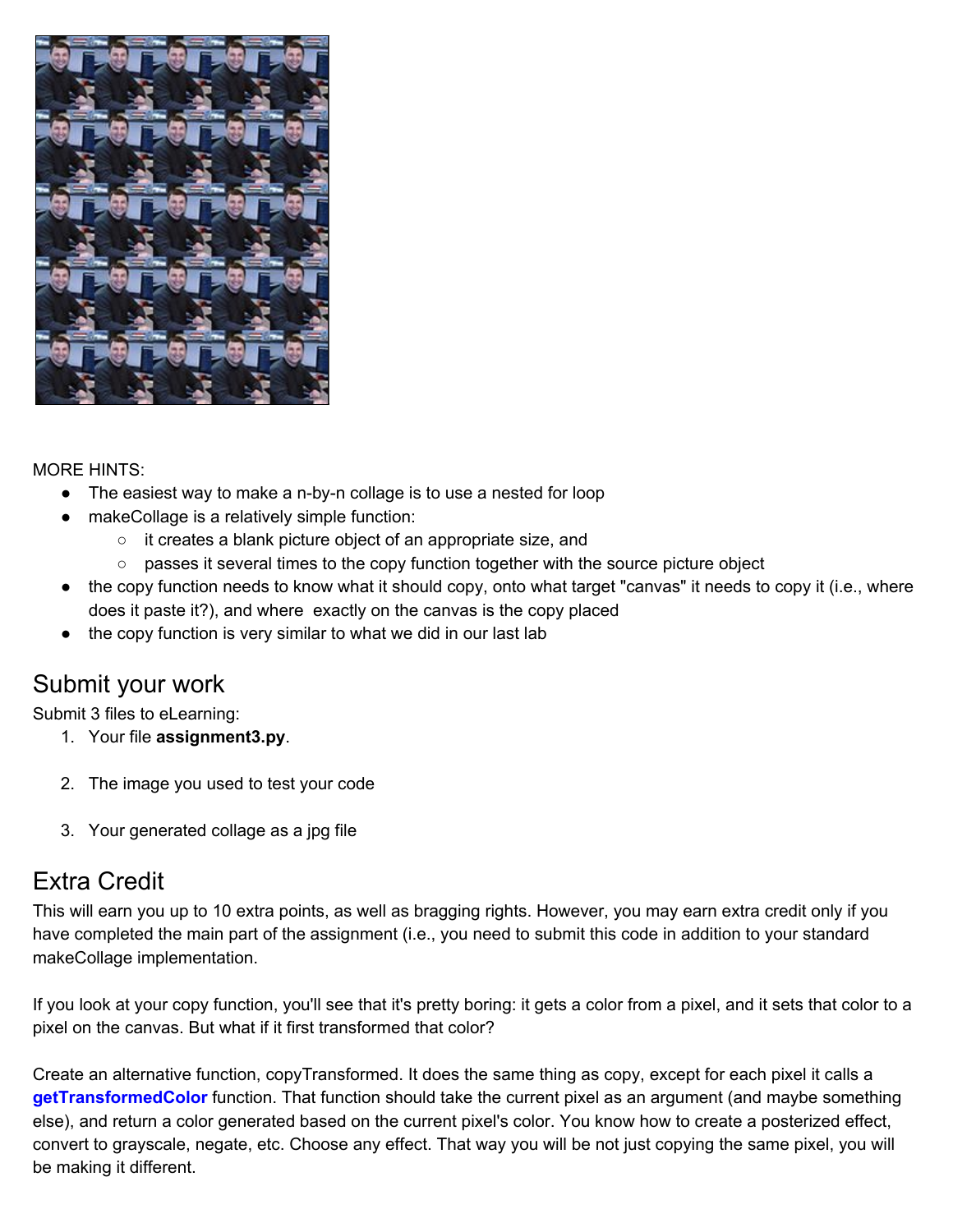MORE HINTS:

- The easiest way to make a n-by-n collage is to use a nested for loop
- makeCollage is a relatively simple function:
  - it creates a blank picture object of an appropriate size, and
  - passes it several times to the copy function together with the source picture object
- the copy function needs to know what it should copy, onto what target "canvas" it needs to copy it (i.e., where does it paste it?), and where exactly on the canvas is the copy placed
- the copy function is very similar to what we did in our last lab

## Submit your work

Submit 3 files to eLearning:

1. Your file **assignment3.py**.

2. The image you used to test your code

3. Your generated collage as a jpg file

## Extra Credit

This will earn you up to 10 extra points, as well as bragging rights. However, you may earn extra credit only if you have completed the main part of the assignment (i.e., you need to submit this code in addition to your standard makeCollage implementation.

If you look at your copy function, you'll see that it's pretty boring: it gets a color from a pixel, and it sets that color to a pixel on the canvas. But what if it first transformed that color?

Create an alternative function, copyTransformed. It does the same thing as copy, except for each pixel it calls a **getTransformedColor** function. That function should take the current pixel as an argument (and maybe something else), and return a color generated based on the current pixel's color. You know how to create a posterized effect, convert to grayscale, negate, etc. Choose any effect. That way you will be not just copying the same pixel, you will be making it different.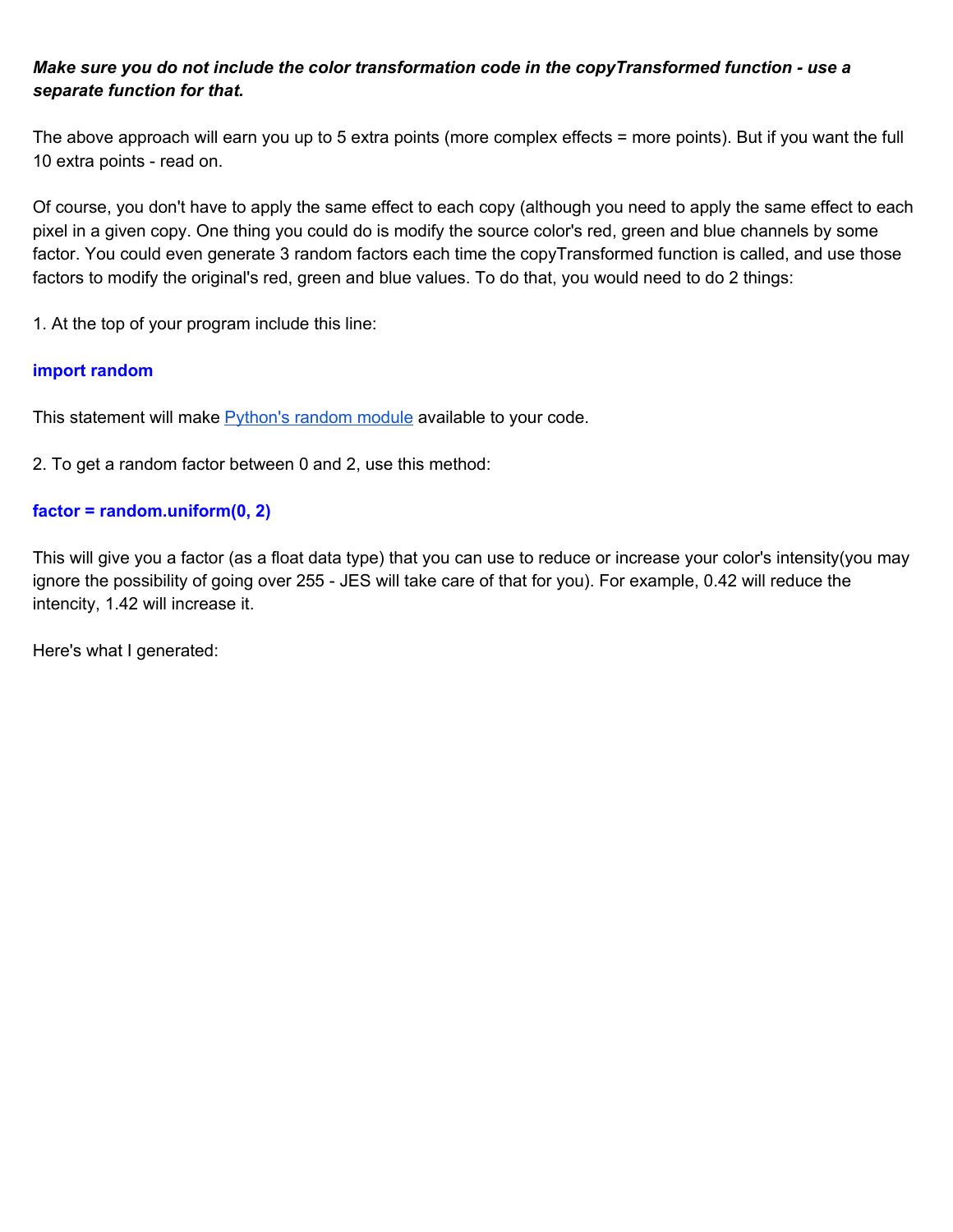***Make sure you do not include the color transformation code in the copyTransformed function - use a separate function for that.***

The above approach will earn you up to 5 extra points (more complex effects = more points). But if you want the full 10 extra points - read on.

Of course, you don't have to apply the same effect to each copy (although you need to apply the same effect to each pixel in a given copy. One thing you could do is modify the source color's red, green and blue channels by some factor. You could even generate 3 random factors each time the copyTransformed function is called, and use those factors to modify the original's red, green and blue values. To do that, you would need to do 2 things:

1. At the top of your program include this line:

**import random**

This statement will make [Python's random module]() available to your code.

2. To get a random factor between 0 and 2, use this method:

**factor = random.uniform(0, 2)**

This will give you a factor (as a float data type) that you can use to reduce or increase your color's intensity(you may ignore the possibility of going over 255 - JES will take care of that for you). For example, 0.42 will reduce the intencity, 1.42 will increase it.

Here's what I generated: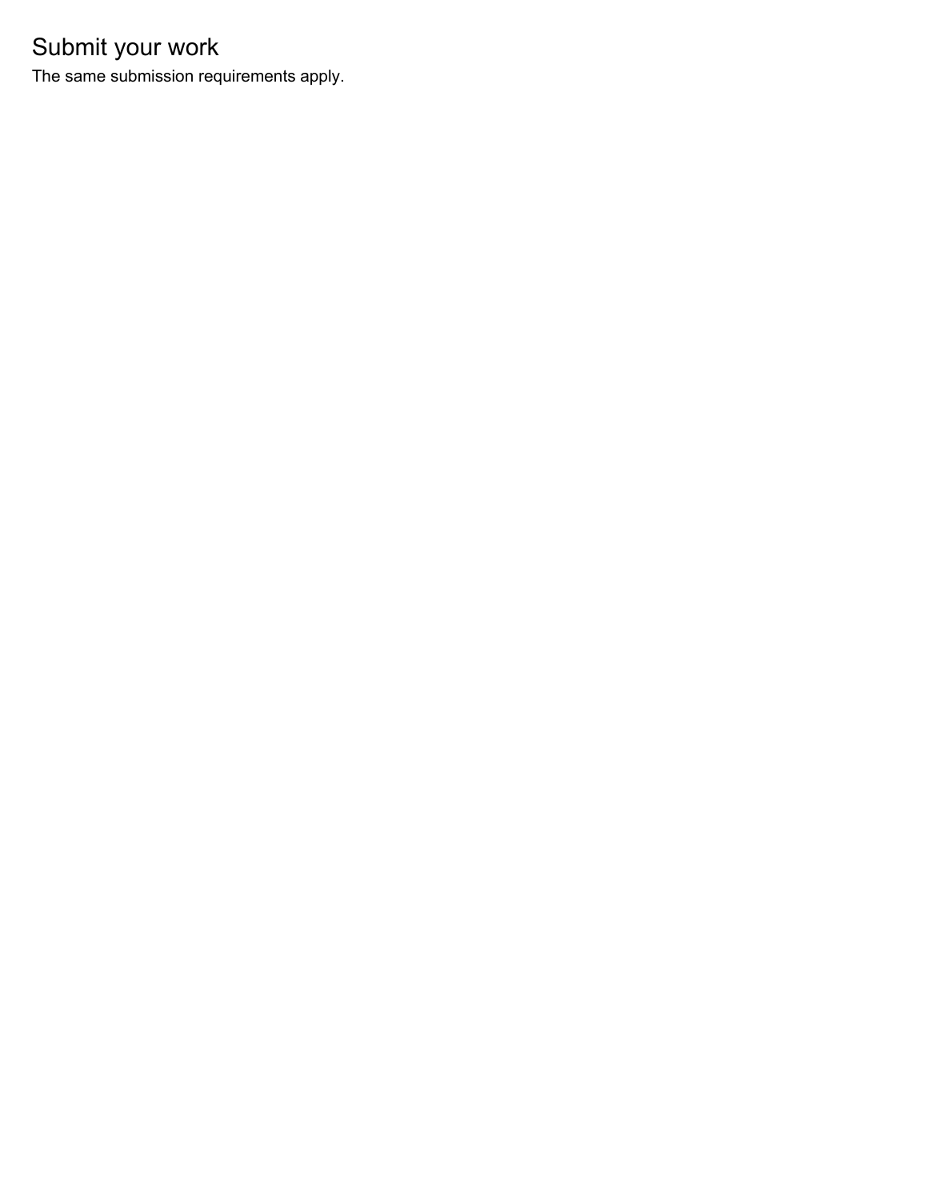## Submit your work

The same submission requirements apply.